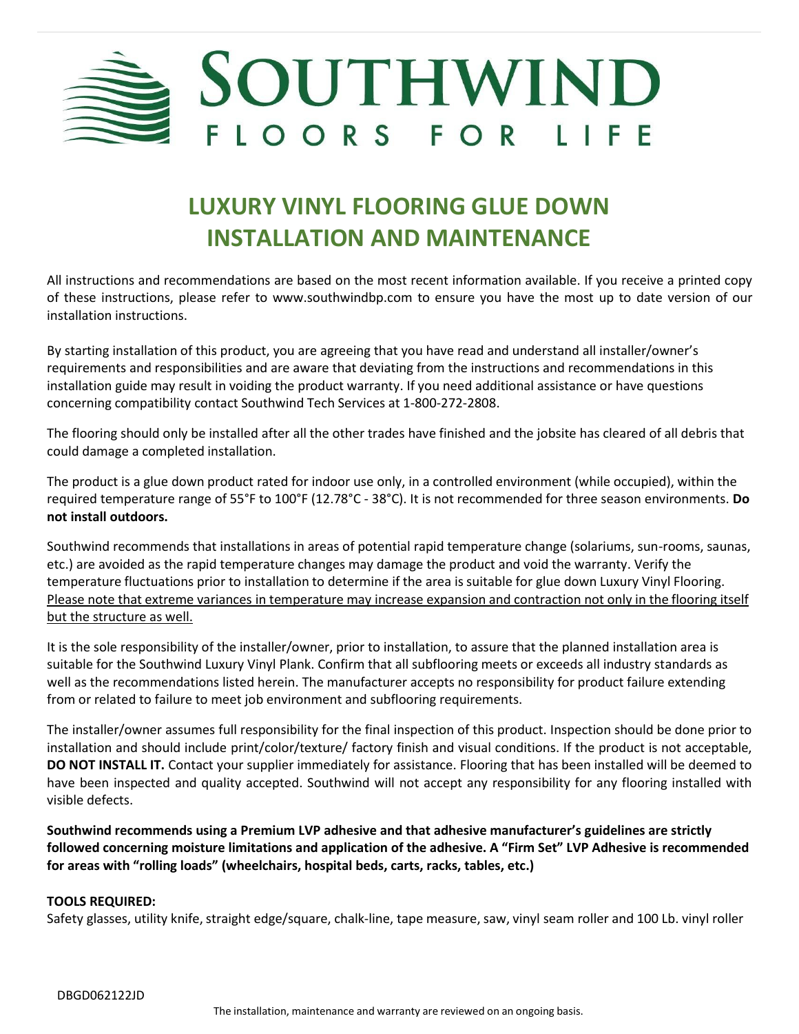# SOUTHWIND

FLOORS FOR LIFE

## LUXURY VINYL FLOORING GLUE DOWN INSTALLATION AND MAINTENANCE

All instructions and recommendations are based on the most recent information available. If you receive a printed copy of these instructions, please refer to www.southwindbp.com to ensure you have the most up to date version of our installation instructions.

By starting installation of this product, you are agreeing that you have read and understand all installer/owner's requirements and responsibilities and are aware that deviating from the instructions and recommendations in this installation guide may result in voiding the product warranty. If you need additional assistance or have questions concerning compatibility contact Southwind Tech Services at 1-800-272-2808.

The flooring should only be installed after all the other trades have finished and the jobsite has cleared of all debris that could damage a completed installation.

The product is a glue down product rated for indoor use only, in a controlled environment (while occupied), within the required temperature range of 55°F to 100°F (12.78°C - 38°C). It is not recommended for three season environments. **Do not install outdoors.**

Southwind recommends that installations in areas of potential rapid temperature change (solariums, sun-rooms, saunas, etc.) are avoided as the rapid temperature changes may damage the product and void the warranty. Verify the temperature fluctuations prior to installation to determine if the area is suitable for glue down Luxury Vinyl Flooring. <u>Please note that extreme variances in temperature may increase expansion and contraction not only in the flooring itself but the structure as well.</u>

It is the sole responsibility of the installer/owner, prior to installation, to assure that the planned installation area is suitable for the Southwind Luxury Vinyl Plank. Confirm that all subflooring meets or exceeds all industry standards as well as the recommendations listed herein. The manufacturer accepts no responsibility for product failure extending from or related to failure to meet job environment and subflooring requirements.

The installer/owner assumes full responsibility for the final inspection of this product. Inspection should be done prior to installation and should include print/color/texture/ factory finish and visual conditions. If the product is not acceptable, **DO NOT INSTALL IT.** Contact your supplier immediately for assistance. Flooring that has been installed will be deemed to have been inspected and quality accepted. Southwind will not accept any responsibility for any flooring installed with visible defects.

**Southwind recommends using a Premium LVP adhesive and that adhesive manufacturer's guidelines are strictly followed concerning moisture limitations and application of the adhesive. A "Firm Set" LVP Adhesive is recommended for areas with "rolling loads" (wheelchairs, hospital beds, carts, racks, tables, etc.)**

**TOOLS REQUIRED:**

Safety glasses, utility knife, straight edge/square, chalk-line, tape measure, saw, vinyl seam roller and 100 Lb. vinyl roller

DBGD062122JD

The installation, maintenance and warranty are reviewed on an ongoing basis.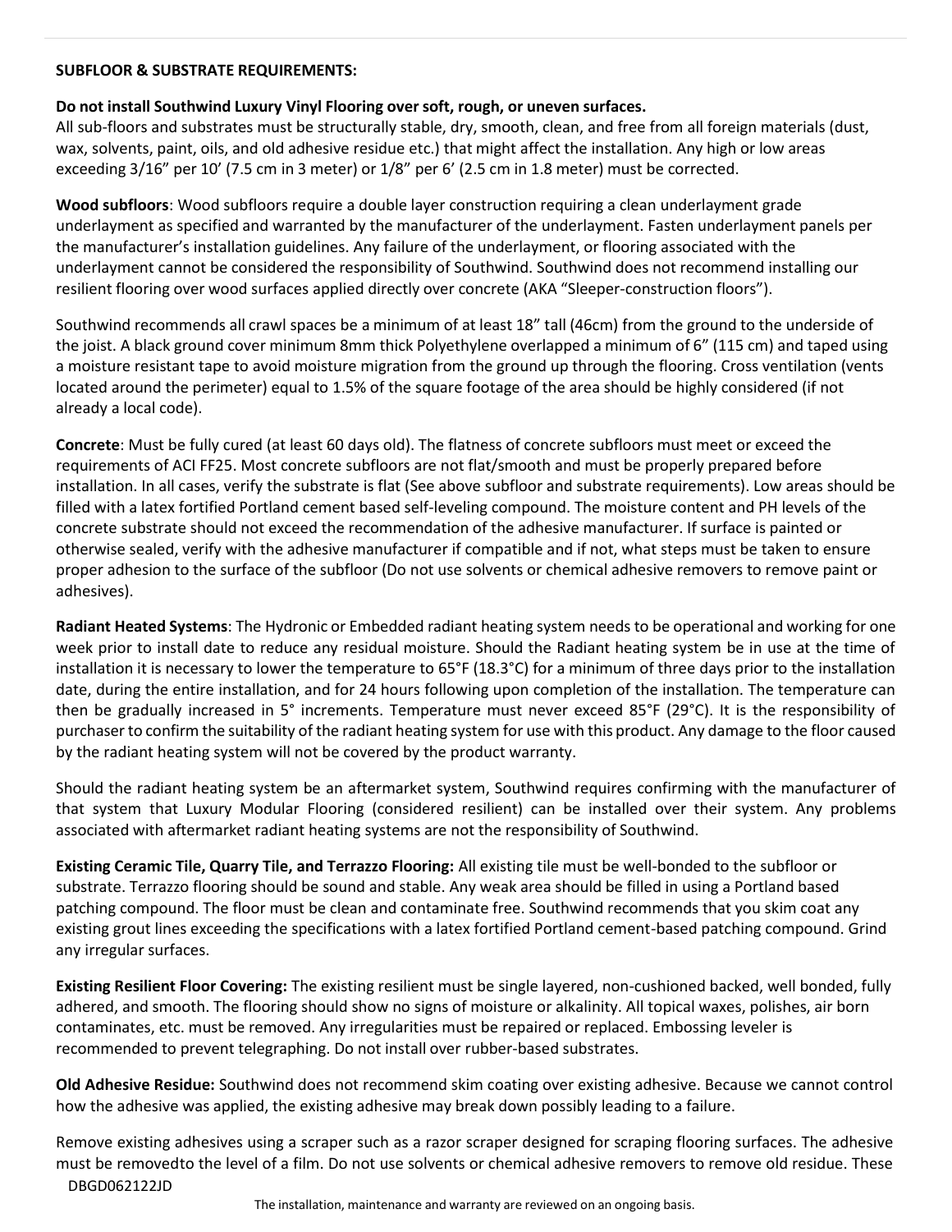**SUBFLOOR & SUBSTRATE REQUIREMENTS:**

**Do not install Southwind Luxury Vinyl Flooring over soft, rough, or uneven surfaces.**
All sub-floors and substrates must be structurally stable, dry, smooth, clean, and free from all foreign materials (dust, wax, solvents, paint, oils, and old adhesive residue etc.) that might affect the installation. Any high or low areas exceeding 3/16" per 10' (7.5 cm in 3 meter) or 1/8" per 6' (2.5 cm in 1.8 meter) must be corrected.

**Wood subfloors**: Wood subfloors require a double layer construction requiring a clean underlayment grade underlayment as specified and warranted by the manufacturer of the underlayment. Fasten underlayment panels per the manufacturer's installation guidelines. Any failure of the underlayment, or flooring associated with the underlayment cannot be considered the responsibility of Southwind. Southwind does not recommend installing our resilient flooring over wood surfaces applied directly over concrete (AKA "Sleeper-construction floors").

Southwind recommends all crawl spaces be a minimum of at least 18" tall (46cm) from the ground to the underside of the joist. A black ground cover minimum 8mm thick Polyethylene overlapped a minimum of 6" (115 cm) and taped using a moisture resistant tape to avoid moisture migration from the ground up through the flooring. Cross ventilation (vents located around the perimeter) equal to 1.5% of the square footage of the area should be highly considered (if not already a local code).

**Concrete**: Must be fully cured (at least 60 days old). The flatness of concrete subfloors must meet or exceed the requirements of ACI FF25. Most concrete subfloors are not flat/smooth and must be properly prepared before installation. In all cases, verify the substrate is flat (See above subfloor and substrate requirements). Low areas should be filled with a latex fortified Portland cement based self-leveling compound. The moisture content and PH levels of the concrete substrate should not exceed the recommendation of the adhesive manufacturer. If surface is painted or otherwise sealed, verify with the adhesive manufacturer if compatible and if not, what steps must be taken to ensure proper adhesion to the surface of the subfloor (Do not use solvents or chemical adhesive removers to remove paint or adhesives).

**Radiant Heated Systems**: The Hydronic or Embedded radiant heating system needs to be operational and working for one week prior to install date to reduce any residual moisture. Should the Radiant heating system be in use at the time of installation it is necessary to lower the temperature to 65°F (18.3°C) for a minimum of three days prior to the installation date, during the entire installation, and for 24 hours following upon completion of the installation. The temperature can then be gradually increased in 5° increments. Temperature must never exceed 85°F (29°C). It is the responsibility of purchaser to confirm the suitability of the radiant heating system for use with this product. Any damage to the floor caused by the radiant heating system will not be covered by the product warranty.

Should the radiant heating system be an aftermarket system, Southwind requires confirming with the manufacturer of that system that Luxury Modular Flooring (considered resilient) can be installed over their system. Any problems associated with aftermarket radiant heating systems are not the responsibility of Southwind.

**Existing Ceramic Tile, Quarry Tile, and Terrazzo Flooring:** All existing tile must be well-bonded to the subfloor or substrate. Terrazzo flooring should be sound and stable. Any weak area should be filled in using a Portland based patching compound. The floor must be clean and contaminate free. Southwind recommends that you skim coat any existing grout lines exceeding the specifications with a latex fortified Portland cement-based patching compound. Grind any irregular surfaces.

**Existing Resilient Floor Covering:** The existing resilient must be single layered, non-cushioned backed, well bonded, fully adhered, and smooth. The flooring should show no signs of moisture or alkalinity. All topical waxes, polishes, air born contaminates, etc. must be removed. Any irregularities must be repaired or replaced. Embossing leveler is recommended to prevent telegraphing. Do not install over rubber-based substrates.

**Old Adhesive Residue:** Southwind does not recommend skim coating over existing adhesive. Because we cannot control how the adhesive was applied, the existing adhesive may break down possibly leading to a failure.

Remove existing adhesives using a scraper such as a razor scraper designed for scraping flooring surfaces. The adhesive must be removedto the level of a film. Do not use solvents or chemical adhesive removers to remove old residue. These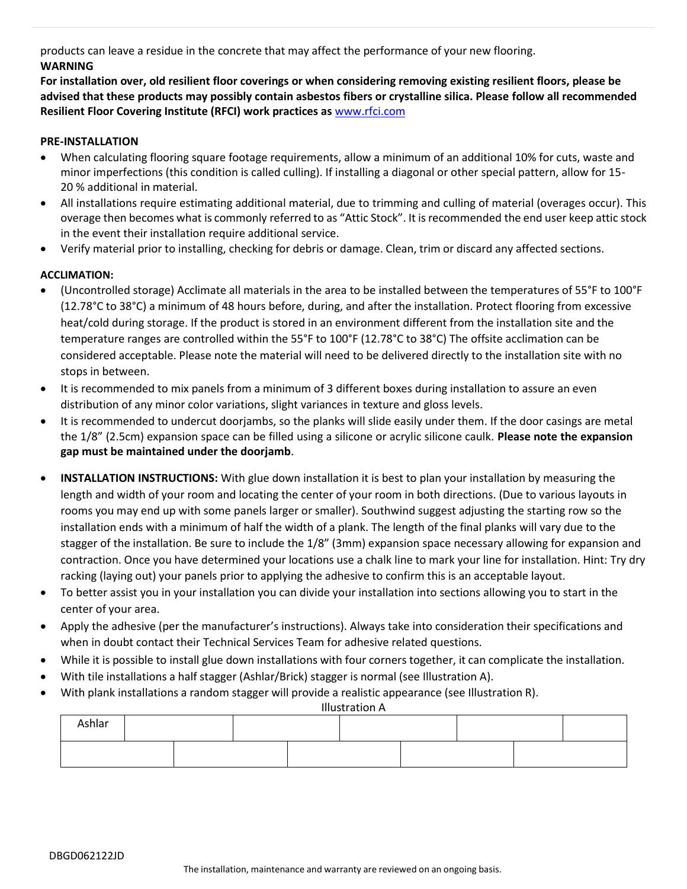products can leave a residue in the concrete that may affect the performance of your new flooring.

**WARNING**

**For installation over, old resilient floor coverings or when considering removing existing resilient floors, please be advised that these products may possibly contain asbestos fibers or crystalline silica. Please follow all recommended Resilient Floor Covering Institute (RFCI) work practices as** www.rfci.com

**PRE-INSTALLATION**

- When calculating flooring square footage requirements, allow a minimum of an additional 10% for cuts, waste and minor imperfections (this condition is called culling). If installing a diagonal or other special pattern, allow for 15-20 % additional in material.
- All installations require estimating additional material, due to trimming and culling of material (overages occur). This overage then becomes what is commonly referred to as "Attic Stock". It is recommended the end user keep attic stock in the event their installation require additional service.
- Verify material prior to installing, checking for debris or damage. Clean, trim or discard any affected sections.

**ACCLIMATION:**

- (Uncontrolled storage) Acclimate all materials in the area to be installed between the temperatures of 55°F to 100°F (12.78°C to 38°C) a minimum of 48 hours before, during, and after the installation. Protect flooring from excessive heat/cold during storage. If the product is stored in an environment different from the installation site and the temperature ranges are controlled within the 55°F to 100°F (12.78°C to 38°C) The offsite acclimation can be considered acceptable. Please note the material will need to be delivered directly to the installation site with no stops in between.
- It is recommended to mix panels from a minimum of 3 different boxes during installation to assure an even distribution of any minor color variations, slight variances in texture and gloss levels.
- It is recommended to undercut doorjambs, so the planks will slide easily under them. If the door casings are metal the 1/8" (2.5cm) expansion space can be filled using a silicone or acrylic silicone caulk. **Please note the expansion gap must be maintained under the doorjamb**.
- **INSTALLATION INSTRUCTIONS:** With glue down installation it is best to plan your installation by measuring the length and width of your room and locating the center of your room in both directions. (Due to various layouts in rooms you may end up with some panels larger or smaller). Southwind suggest adjusting the starting row so the installation ends with a minimum of half the width of a plank. The length of the final planks will vary due to the stagger of the installation. Be sure to include the 1/8" (3mm) expansion space necessary allowing for expansion and contraction. Once you have determined your locations use a chalk line to mark your line for installation. Hint: Try dry racking (laying out) your panels prior to applying the adhesive to confirm this is an acceptable layout.
- To better assist you in your installation you can divide your installation into sections allowing you to start in the center of your area.
- Apply the adhesive (per the manufacturer's instructions). Always take into consideration their specifications and when in doubt contact their Technical Services Team for adhesive related questions.
- While it is possible to install glue down installations with four corners together, it can complicate the installation.
- With tile installations a half stagger (Ashlar/Brick) stagger is normal (see Illustration A).
- With plank installations a random stagger will provide a realistic appearance (see Illustration R).

Illustration A

| Ashlar | | | | | |
|---|---|---|---|---|---|
| | | | | | |

DBGD062122JD

The installation, maintenance and warranty are reviewed on an ongoing basis.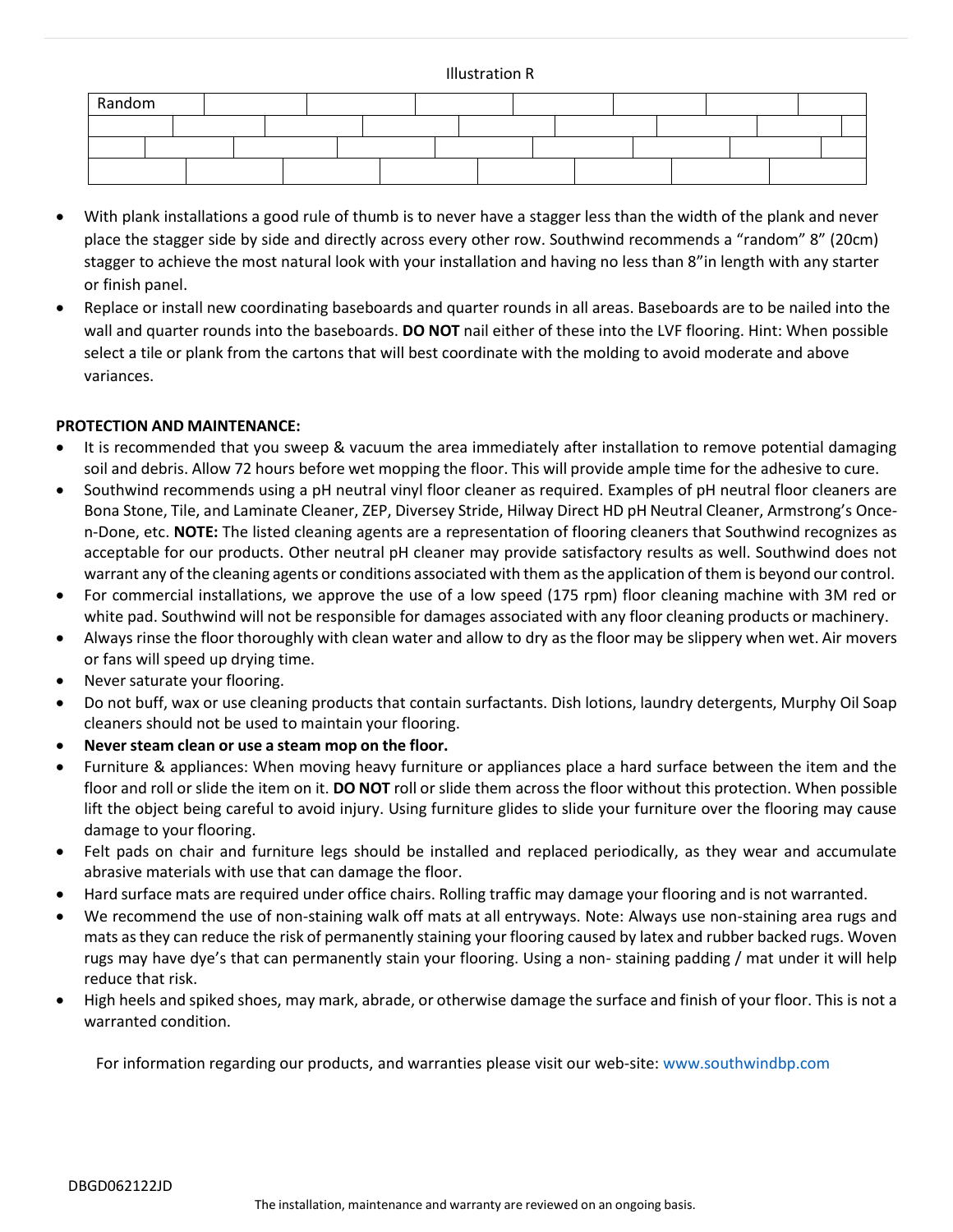Illustration R

Random

- With plank installations a good rule of thumb is to never have a stagger less than the width of the plank and never place the stagger side by side and directly across every other row. Southwind recommends a "random" 8" (20cm) stagger to achieve the most natural look with your installation and having no less than 8"in length with any starter or finish panel.
- Replace or install new coordinating baseboards and quarter rounds in all areas. Baseboards are to be nailed into the wall and quarter rounds into the baseboards. **DO NOT** nail either of these into the LVF flooring. Hint: When possible select a tile or plank from the cartons that will best coordinate with the molding to avoid moderate and above variances.

**PROTECTION AND MAINTENANCE:**

- It is recommended that you sweep & vacuum the area immediately after installation to remove potential damaging soil and debris. Allow 72 hours before wet mopping the floor. This will provide ample time for the adhesive to cure.
- Southwind recommends using a pH neutral vinyl floor cleaner as required. Examples of pH neutral floor cleaners are Bona Stone, Tile, and Laminate Cleaner, ZEP, Diversey Stride, Hilway Direct HD pH Neutral Cleaner, Armstrong's Once-n-Done, etc. **NOTE:** The listed cleaning agents are a representation of flooring cleaners that Southwind recognizes as acceptable for our products. Other neutral pH cleaner may provide satisfactory results as well. Southwind does not warrant any of the cleaning agents or conditions associated with them as the application of them is beyond our control.
- For commercial installations, we approve the use of a low speed (175 rpm) floor cleaning machine with 3M red or white pad. Southwind will not be responsible for damages associated with any floor cleaning products or machinery.
- Always rinse the floor thoroughly with clean water and allow to dry as the floor may be slippery when wet. Air movers or fans will speed up drying time.
- Never saturate your flooring.
- Do not buff, wax or use cleaning products that contain surfactants. Dish lotions, laundry detergents, Murphy Oil Soap cleaners should not be used to maintain your flooring.
- **Never steam clean or use a steam mop on the floor.**
- Furniture & appliances: When moving heavy furniture or appliances place a hard surface between the item and the floor and roll or slide the item on it. **DO NOT** roll or slide them across the floor without this protection. When possible lift the object being careful to avoid injury. Using furniture glides to slide your furniture over the flooring may cause damage to your flooring.
- Felt pads on chair and furniture legs should be installed and replaced periodically, as they wear and accumulate abrasive materials with use that can damage the floor.
- Hard surface mats are required under office chairs. Rolling traffic may damage your flooring and is not warranted.
- We recommend the use of non-staining walk off mats at all entryways. Note: Always use non-staining area rugs and mats as they can reduce the risk of permanently staining your flooring caused by latex and rubber backed rugs. Woven rugs may have dye's that can permanently stain your flooring. Using a non- staining padding / mat under it will help reduce that risk.
- High heels and spiked shoes, may mark, abrade, or otherwise damage the surface and finish of your floor. This is not a warranted condition.

For information regarding our products, and warranties please visit our web-site: www.southwindbp.com